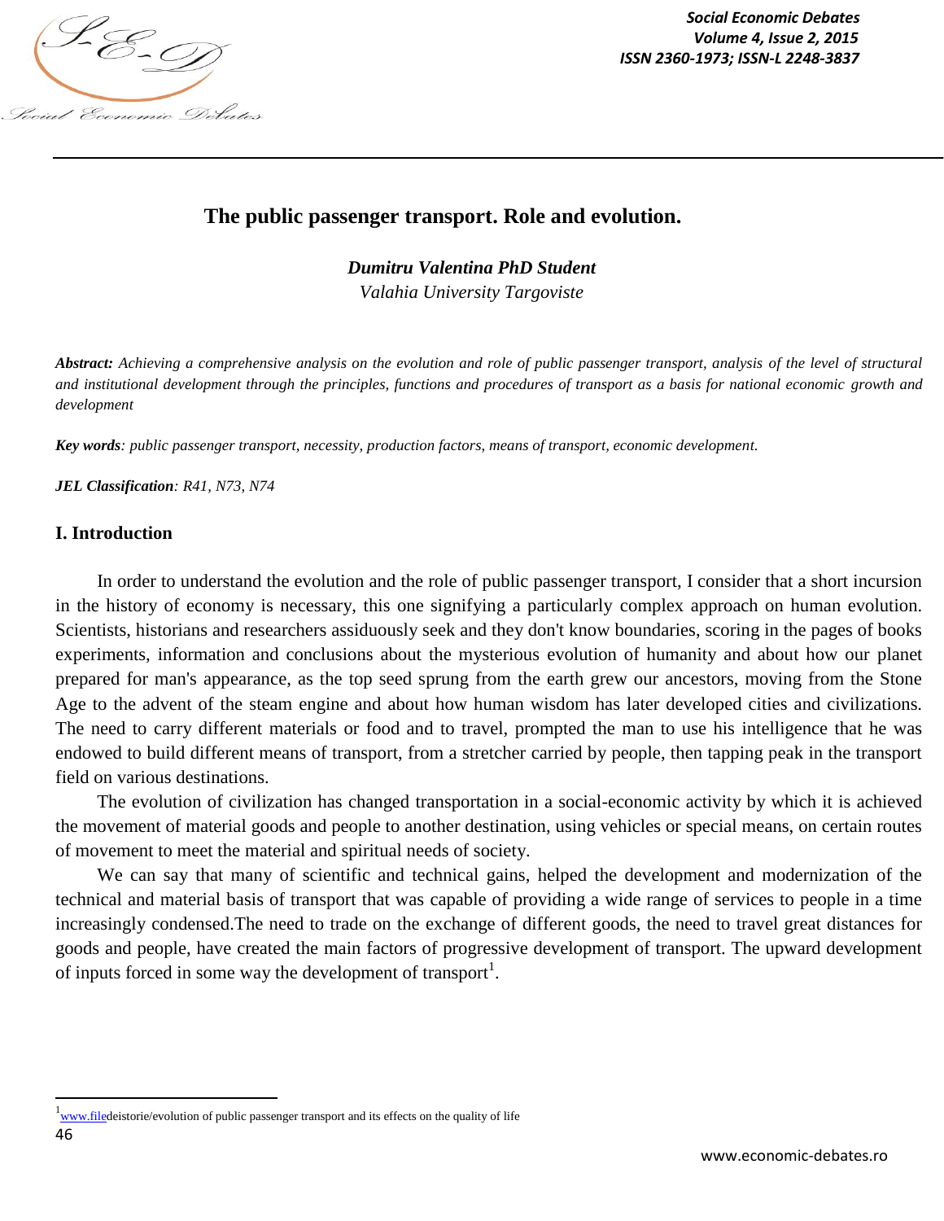# The public passenger transport. Role and evolution.

***Dumitru Valentina PhD Student***
*Valahia University Targoviste*

***Abstract:*** *Achieving a comprehensive analysis on the evolution and role of public passenger transport, analysis of the level of structural and institutional development through the principles, functions and procedures of transport as a basis for national economic growth and development*

***Key words****: public passenger transport, necessity, production factors, means of transport, economic development.*

***JEL Classification****: R41, N73, N74*

## I. Introduction

In order to understand the evolution and the role of public passenger transport, I consider that a short incursion in the history of economy is necessary, this one signifying a particularly complex approach on human evolution. Scientists, historians and researchers assiduously seek and they don't know boundaries, scoring in the pages of books experiments, information and conclusions about the mysterious evolution of humanity and about how our planet prepared for man's appearance, as the top seed sprung from the earth grew our ancestors, moving from the Stone Age to the advent of the steam engine and about how human wisdom has later developed cities and civilizations. The need to carry different materials or food and to travel, prompted the man to use his intelligence that he was endowed to build different means of transport, from a stretcher carried by people, then tapping peak in the transport field on various destinations.

The evolution of civilization has changed transportation in a social-economic activity by which it is achieved the movement of material goods and people to another destination, using vehicles or special means, on certain routes of movement to meet the material and spiritual needs of society.

We can say that many of scientific and technical gains, helped the development and modernization of the technical and material basis of transport that was capable of providing a wide range of services to people in a time increasingly condensed.The need to trade on the exchange of different goods, the need to travel great distances for goods and people, have created the main factors of progressive development of transport. The upward development of inputs forced in some way the development of transport[1].

---

[1] www.filedeistorie/evolution of public passenger transport and its effects on the quality of life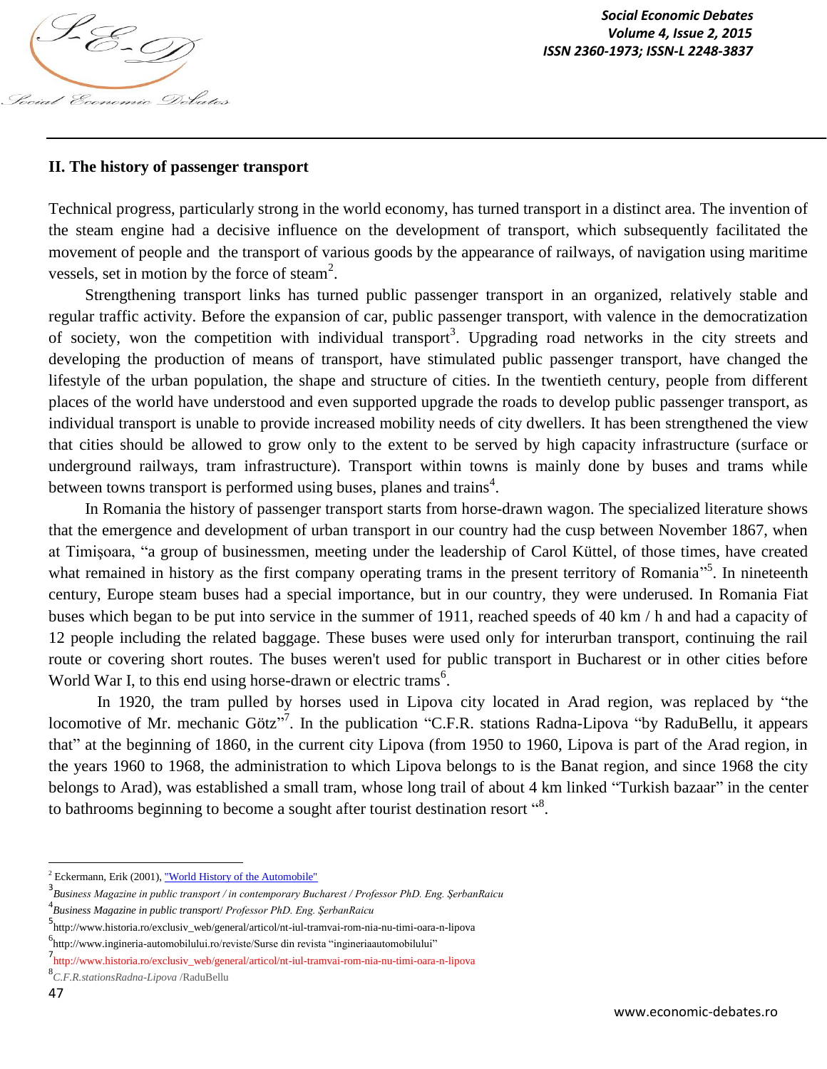## II. The history of passenger transport

Technical progress, particularly strong in the world economy, has turned transport in a distinct area. The invention of the steam engine had a decisive influence on the development of transport, which subsequently facilitated the movement of people and the transport of various goods by the appearance of railways, of navigation using maritime vessels, set in motion by the force of steam[2].

Strengthening transport links has turned public passenger transport in an organized, relatively stable and regular traffic activity. Before the expansion of car, public passenger transport, with valence in the democratization of society, won the competition with individual transport[3]. Upgrading road networks in the city streets and developing the production of means of transport, have stimulated public passenger transport, have changed the lifestyle of the urban population, the shape and structure of cities. In the twentieth century, people from different places of the world have understood and even supported upgrade the roads to develop public passenger transport, as individual transport is unable to provide increased mobility needs of city dwellers. It has been strengthened the view that cities should be allowed to grow only to the extent to be served by high capacity infrastructure (surface or underground railways, tram infrastructure). Transport within towns is mainly done by buses and trams while between towns transport is performed using buses, planes and trains[4].

In Romania the history of passenger transport starts from horse-drawn wagon. The specialized literature shows that the emergence and development of urban transport in our country had the cusp between November 1867, when at Timişoara, "a group of businessmen, meeting under the leadership of Carol Küttel, of those times, have created what remained in history as the first company operating trams in the present territory of Romania"[5]. In nineteenth century, Europe steam buses had a special importance, but in our country, they were underused. In Romania Fiat buses which began to be put into service in the summer of 1911, reached speeds of 40 km / h and had a capacity of 12 people including the related baggage. These buses were used only for interurban transport, continuing the rail route or covering short routes. The buses weren't used for public transport in Bucharest or in other cities before World War I, to this end using horse-drawn or electric trams[6].

In 1920, the tram pulled by horses used in Lipova city located in Arad region, was replaced by "the locomotive of Mr. mechanic Götz"[7]. In the publication "C.F.R. stations Radna-Lipova "by RaduBellu, it appears that" at the beginning of 1860, in the current city Lipova (from 1950 to 1960, Lipova is part of the Arad region, in the years 1960 to 1968, the administration to which Lipova belongs to is the Banat region, and since 1968 the city belongs to Arad), was established a small tram, whose long trail of about 4 km linked "Turkish bazaar" in the center to bathrooms beginning to become a sought after tourist destination resort "[8].

---

[2] Eckermann, Erik (2001), "World History of the Automobile"

[3] *Business Magazine in public transport / in contemporary Bucharest / Professor PhD. Eng. ŞerbanRaicu*

[4] *Business Magazine in public transport/ Professor PhD. Eng. ŞerbanRaicu*

[5] http://www.historia.ro/exclusiv_web/general/articol/nt-iul-tramvai-rom-nia-nu-timi-oara-n-lipova

[6] http://www.ingineria-automobilului.ro/reviste/Surse din revista "ingineriaautomobilului"

[7] http://www.historia.ro/exclusiv_web/general/articol/nt-iul-tramvai-rom-nia-nu-timi-oara-n-lipova

[8] *C.F.R.stationsRadna-Lipova* /RaduBellu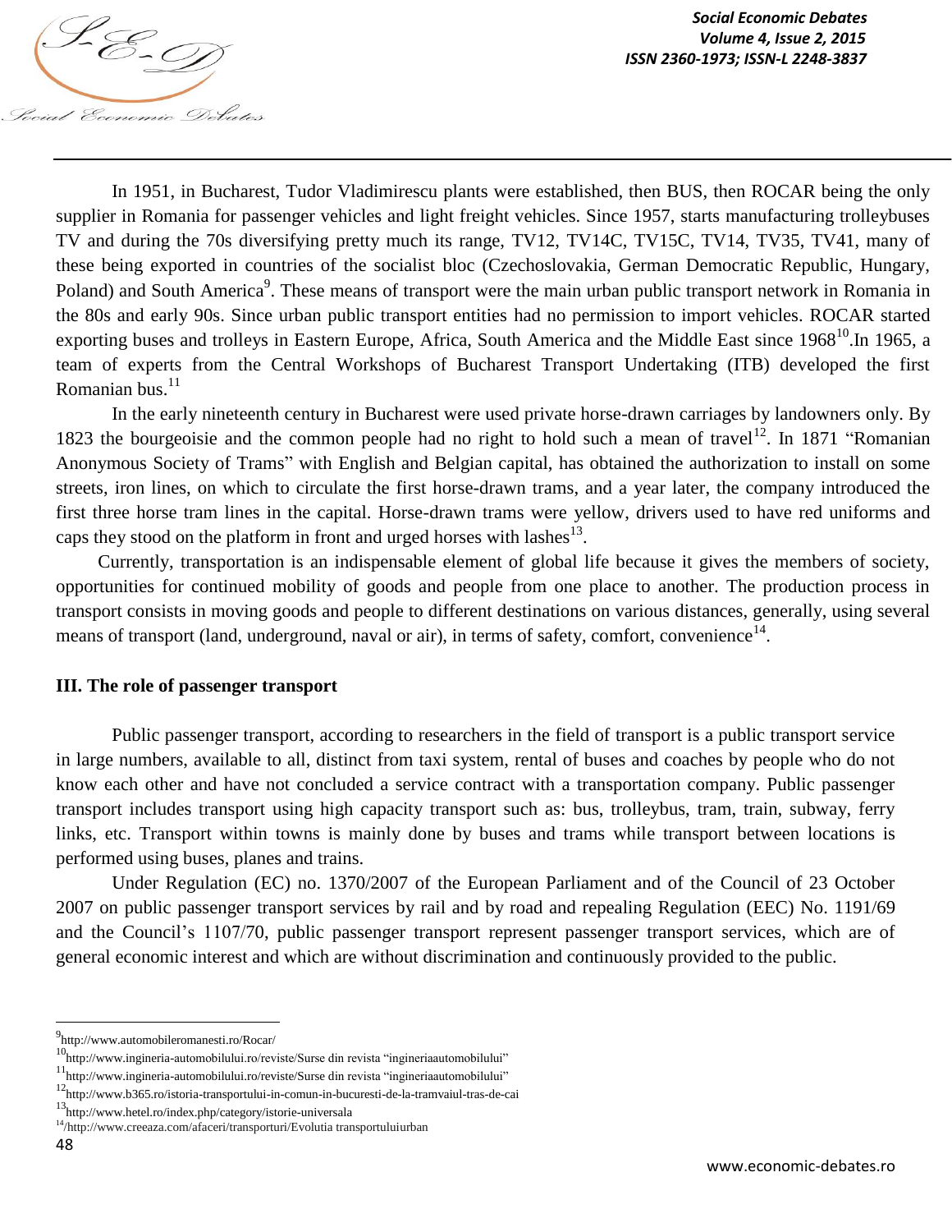In 1951, in Bucharest, Tudor Vladimirescu plants were established, then BUS, then ROCAR being the only supplier in Romania for passenger vehicles and light freight vehicles. Since 1957, starts manufacturing trolleybuses TV and during the 70s diversifying pretty much its range, TV12, TV14C, TV15C, TV14, TV35, TV41, many of these being exported in countries of the socialist bloc (Czechoslovakia, German Democratic Republic, Hungary, Poland) and South America[9]. These means of transport were the main urban public transport network in Romania in the 80s and early 90s. Since urban public transport entities had no permission to import vehicles. ROCAR started exporting buses and trolleys in Eastern Europe, Africa, South America and the Middle East since 1968[10].In 1965, a team of experts from the Central Workshops of Bucharest Transport Undertaking (ITB) developed the first Romanian bus.[11]

In the early nineteenth century in Bucharest were used private horse-drawn carriages by landowners only. By 1823 the bourgeoisie and the common people had no right to hold such a mean of travel[12]. In 1871 "Romanian Anonymous Society of Trams" with English and Belgian capital, has obtained the authorization to install on some streets, iron lines, on which to circulate the first horse-drawn trams, and a year later, the company introduced the first three horse tram lines in the capital. Horse-drawn trams were yellow, drivers used to have red uniforms and caps they stood on the platform in front and urged horses with lashes[13].

Currently, transportation is an indispensable element of global life because it gives the members of society, opportunities for continued mobility of goods and people from one place to another. The production process in transport consists in moving goods and people to different destinations on various distances, generally, using several means of transport (land, underground, naval or air), in terms of safety, comfort, convenience[14].

### III. The role of passenger transport

Public passenger transport, according to researchers in the field of transport is a public transport service in large numbers, available to all, distinct from taxi system, rental of buses and coaches by people who do not know each other and have not concluded a service contract with a transportation company. Public passenger transport includes transport using high capacity transport such as: bus, trolleybus, tram, train, subway, ferry links, etc. Transport within towns is mainly done by buses and trams while transport between locations is performed using buses, planes and trains.

Under Regulation (EC) no. 1370/2007 of the European Parliament and of the Council of 23 October 2007 on public passenger transport services by rail and by road and repealing Regulation (EEC) No. 1191/69 and the Council's 1107/70, public passenger transport represent passenger transport services, which are of general economic interest and which are without discrimination and continuously provided to the public.

---

[9] http://www.automobileromanesti.ro/Rocar/

[10] http://www.ingineria-automobilului.ro/reviste/Surse din revista "ingineriaautomobilului"

[11] http://www.ingineria-automobilului.ro/reviste/Surse din revista "ingineriaautomobilului"

[12] http://www.b365.ro/istoria-transportului-in-comun-in-bucuresti-de-la-tramvaiul-tras-de-cai

[13] http://www.hetel.ro/index.php/category/istorie-universala

[14] /http://www.creeaza.com/afaceri/transporturi/Evolutia transportuluiurban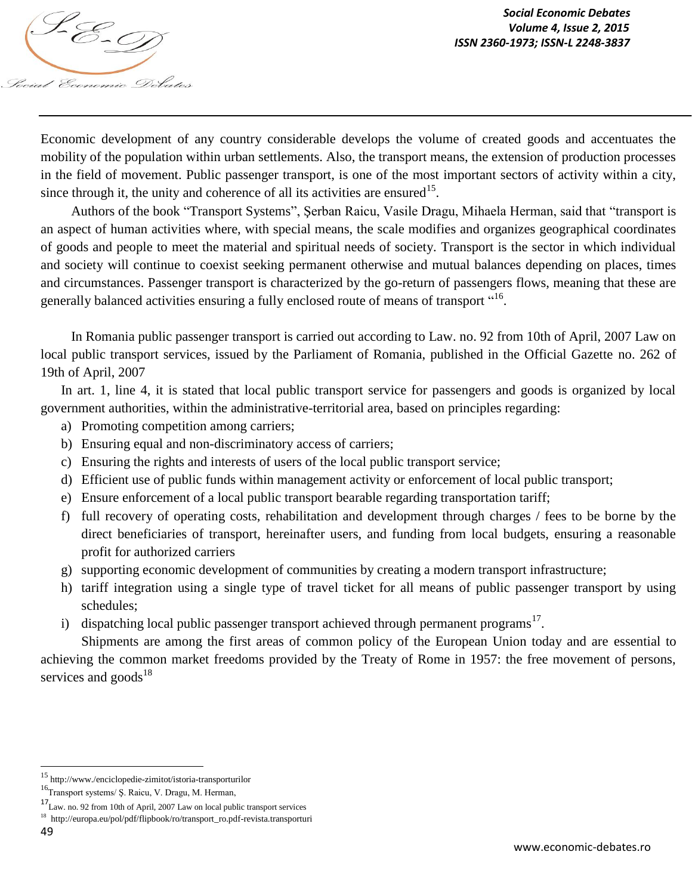Economic development of any country considerable develops the volume of created goods and accentuates the mobility of the population within urban settlements. Also, the transport means, the extension of production processes in the field of movement. Public passenger transport, is one of the most important sectors of activity within a city, since through it, the unity and coherence of all its activities are ensured[15].

Authors of the book "Transport Systems", Șerban Raicu, Vasile Dragu, Mihaela Herman, said that "transport is an aspect of human activities where, with special means, the scale modifies and organizes geographical coordinates of goods and people to meet the material and spiritual needs of society. Transport is the sector in which individual and society will continue to coexist seeking permanent otherwise and mutual balances depending on places, times and circumstances. Passenger transport is characterized by the go-return of passengers flows, meaning that these are generally balanced activities ensuring a fully enclosed route of means of transport "[16].

In Romania public passenger transport is carried out according to Law. no. 92 from 10th of April, 2007 Law on local public transport services, issued by the Parliament of Romania, published in the Official Gazette no. 262 of 19th of April, 2007

In art. 1, line 4, it is stated that local public transport service for passengers and goods is organized by local government authorities, within the administrative-territorial area, based on principles regarding:

a) Promoting competition among carriers;
b) Ensuring equal and non-discriminatory access of carriers;
c) Ensuring the rights and interests of users of the local public transport service;
d) Efficient use of public funds within management activity or enforcement of local public transport;
e) Ensure enforcement of a local public transport bearable regarding transportation tariff;
f) full recovery of operating costs, rehabilitation and development through charges / fees to be borne by the direct beneficiaries of transport, hereinafter users, and funding from local budgets, ensuring a reasonable profit for authorized carriers
g) supporting economic development of communities by creating a modern transport infrastructure;
h) tariff integration using a single type of travel ticket for all means of public passenger transport by using schedules;
i) dispatching local public passenger transport achieved through permanent programs[17].

Shipments are among the first areas of common policy of the European Union today and are essential to achieving the common market freedoms provided by the Treaty of Rome in 1957: the free movement of persons, services and goods[18]

---

[15] http://www./enciclopedie-zimitot/istoria-transporturilor

[16] Transport systems/ Ș. Raicu, V. Dragu, M. Herman,

[17] Law. no. 92 from 10th of April, 2007 Law on local public transport services

[18] http://europa.eu/pol/pdf/flipbook/ro/transport_ro.pdf-revista.transporturi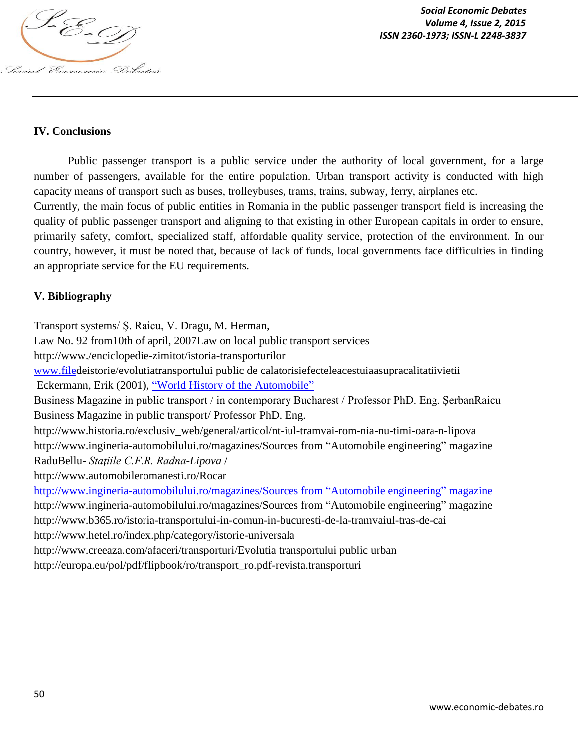## IV. Conclusions

Public passenger transport is a public service under the authority of local government, for a large number of passengers, available for the entire population. Urban transport activity is conducted with high capacity means of transport such as buses, trolleybuses, trams, trains, subway, ferry, airplanes etc.

Currently, the main focus of public entities in Romania in the public passenger transport field is increasing the quality of public passenger transport and aligning to that existing in other European capitals in order to ensure, primarily safety, comfort, specialized staff, affordable quality service, protection of the environment. In our country, however, it must be noted that, because of lack of funds, local governments face difficulties in finding an appropriate service for the EU requirements.

## V. Bibliography

Transport systems/ Ş. Raicu, V. Dragu, M. Herman,

Law No. 92 from10th of april, 2007Law on local public transport services

http://www./enciclopedie-zimitot/istoria-transporturilor

www.filedeistorie/evolutiatransportului public de calatorisiefecteleacestuiaasupracalitatiivietii

Eckermann, Erik (2001), "World History of the Automobile"

Business Magazine in public transport / in contemporary Bucharest / Professor PhD. Eng. ŞerbanRaicu

Business Magazine in public transport/ Professor PhD. Eng.

http://www.historia.ro/exclusiv_web/general/articol/nt-iul-tramvai-rom-nia-nu-timi-oara-n-lipova

http://www.ingineria-automobilului.ro/magazines/Sources from "Automobile engineering" magazine

RaduBellu- *Staţiile C.F.R. Radna-Lipova* /

http://www.automobileromanesti.ro/Rocar

http://www.ingineria-automobilului.ro/magazines/Sources from "Automobile engineering" magazine

http://www.ingineria-automobilului.ro/magazines/Sources from "Automobile engineering" magazine

http://www.b365.ro/istoria-transportului-in-comun-in-bucuresti-de-la-tramvaiul-tras-de-cai

http://www.hetel.ro/index.php/category/istorie-universala

http://www.creeaza.com/afaceri/transporturi/Evolutia transportului public urban

http://europa.eu/pol/pdf/flipbook/ro/transport_ro.pdf-revista.transporturi